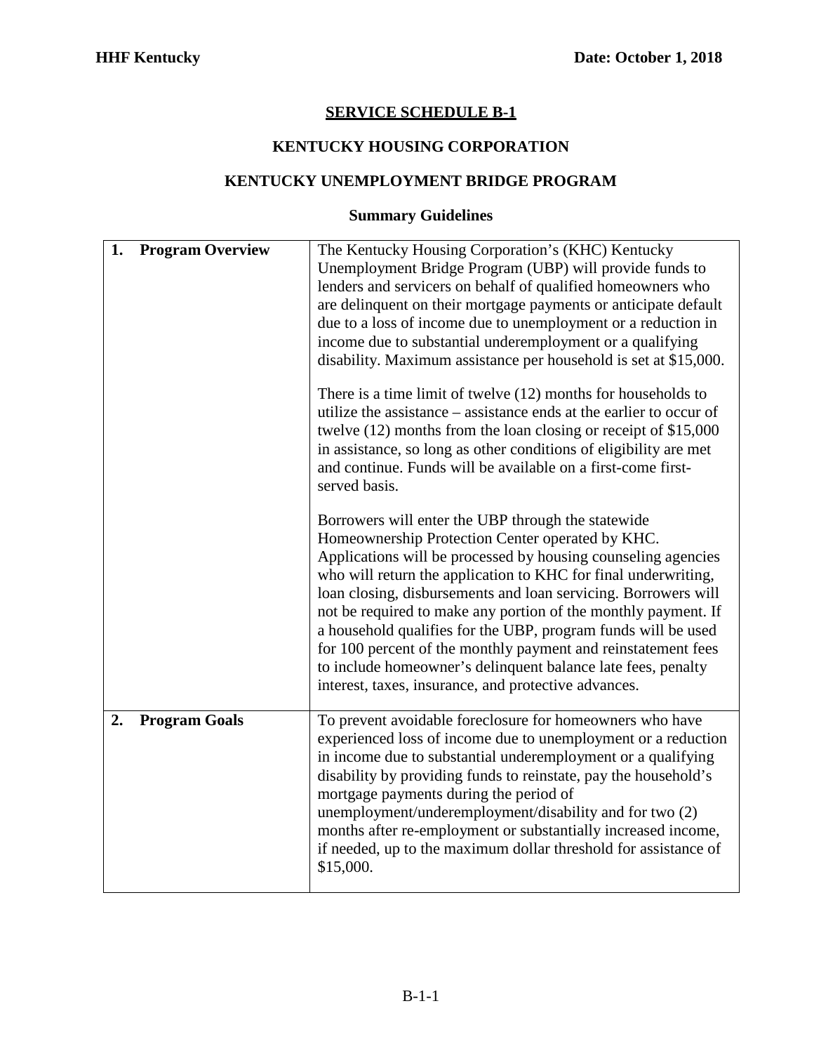**HHF Kentucky** **Date: October 1, 2018**

# SERVICE SCHEDULE B-1

## KENTUCKY HOUSING CORPORATION

## KENTUCKY UNEMPLOYMENT BRIDGE PROGRAM

### Summary Guidelines

| | |
|---|---|
| **1. Program Overview** | The Kentucky Housing Corporation's (KHC) Kentucky Unemployment Bridge Program (UBP) will provide funds to lenders and servicers on behalf of qualified homeowners who are delinquent on their mortgage payments or anticipate default due to a loss of income due to unemployment or a reduction in income due to substantial underemployment or a qualifying disability. Maximum assistance per household is set at $15,000.<br><br>There is a time limit of twelve (12) months for households to utilize the assistance – assistance ends at the earlier to occur of twelve (12) months from the loan closing or receipt of $15,000 in assistance, so long as other conditions of eligibility are met and continue. Funds will be available on a first-come first-served basis.<br><br>Borrowers will enter the UBP through the statewide Homeownership Protection Center operated by KHC. Applications will be processed by housing counseling agencies who will return the application to KHC for final underwriting, loan closing, disbursements and loan servicing. Borrowers will not be required to make any portion of the monthly payment. If a household qualifies for the UBP, program funds will be used for 100 percent of the monthly payment and reinstatement fees to include homeowner's delinquent balance late fees, penalty interest, taxes, insurance, and protective advances. |
| **2. Program Goals** | To prevent avoidable foreclosure for homeowners who have experienced loss of income due to unemployment or a reduction in income due to substantial underemployment or a qualifying disability by providing funds to reinstate, pay the household's mortgage payments during the period of unemployment/underemployment/disability and for two (2) months after re-employment or substantially increased income, if needed, up to the maximum dollar threshold for assistance of $15,000. |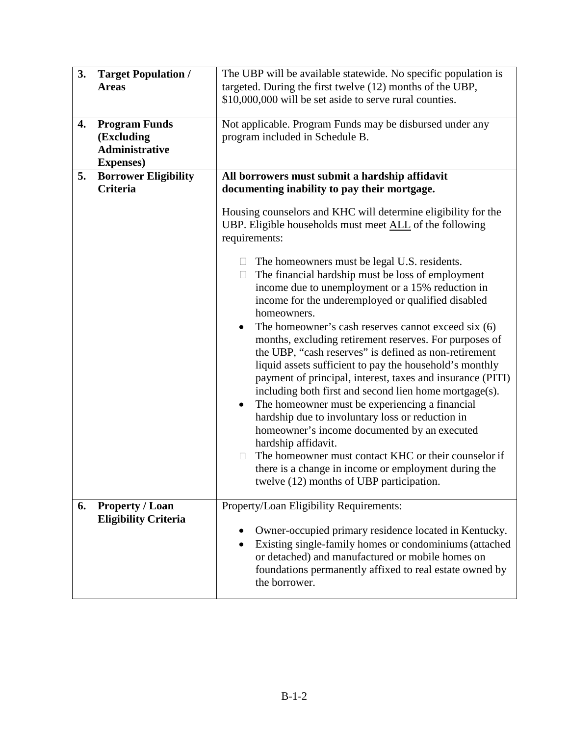| | | |
|---|---|---|
| **3.** | **Target Population / Areas** | The UBP will be available statewide. No specific population is targeted. During the first twelve (12) months of the UBP, $10,000,000 will be set aside to serve rural counties. |
| **4.** | **Program Funds (Excluding Administrative Expenses)** | Not applicable. Program Funds may be disbursed under any program included in Schedule B. |
| **5.** | **Borrower Eligibility Criteria** | **All borrowers must submit a hardship affidavit documenting inability to pay their mortgage.**<br><br>Housing counselors and KHC will determine eligibility for the UBP. Eligible households must meet <u>ALL</u> of the following requirements:<br><br>- The homeowners must be legal U.S. residents.<br>- The financial hardship must be loss of employment income due to unemployment or a 15% reduction in income for the underemployed or qualified disabled homeowners.<br>- The homeowner's cash reserves cannot exceed six (6) months, excluding retirement reserves. For purposes of the UBP, "cash reserves" is defined as non-retirement liquid assets sufficient to pay the household's monthly payment of principal, interest, taxes and insurance (PITI) including both first and second lien home mortgage(s).<br>- The homeowner must be experiencing a financial hardship due to involuntary loss or reduction in homeowner's income documented by an executed hardship affidavit.<br>- The homeowner must contact KHC or their counselor if there is a change in income or employment during the twelve (12) months of UBP participation. |
| **6.** | **Property / Loan Eligibility Criteria** | Property/Loan Eligibility Requirements:<br><br>- Owner-occupied primary residence located in Kentucky.<br>- Existing single-family homes or condominiums (attached or detached) and manufactured or mobile homes on foundations permanently affixed to real estate owned by the borrower. |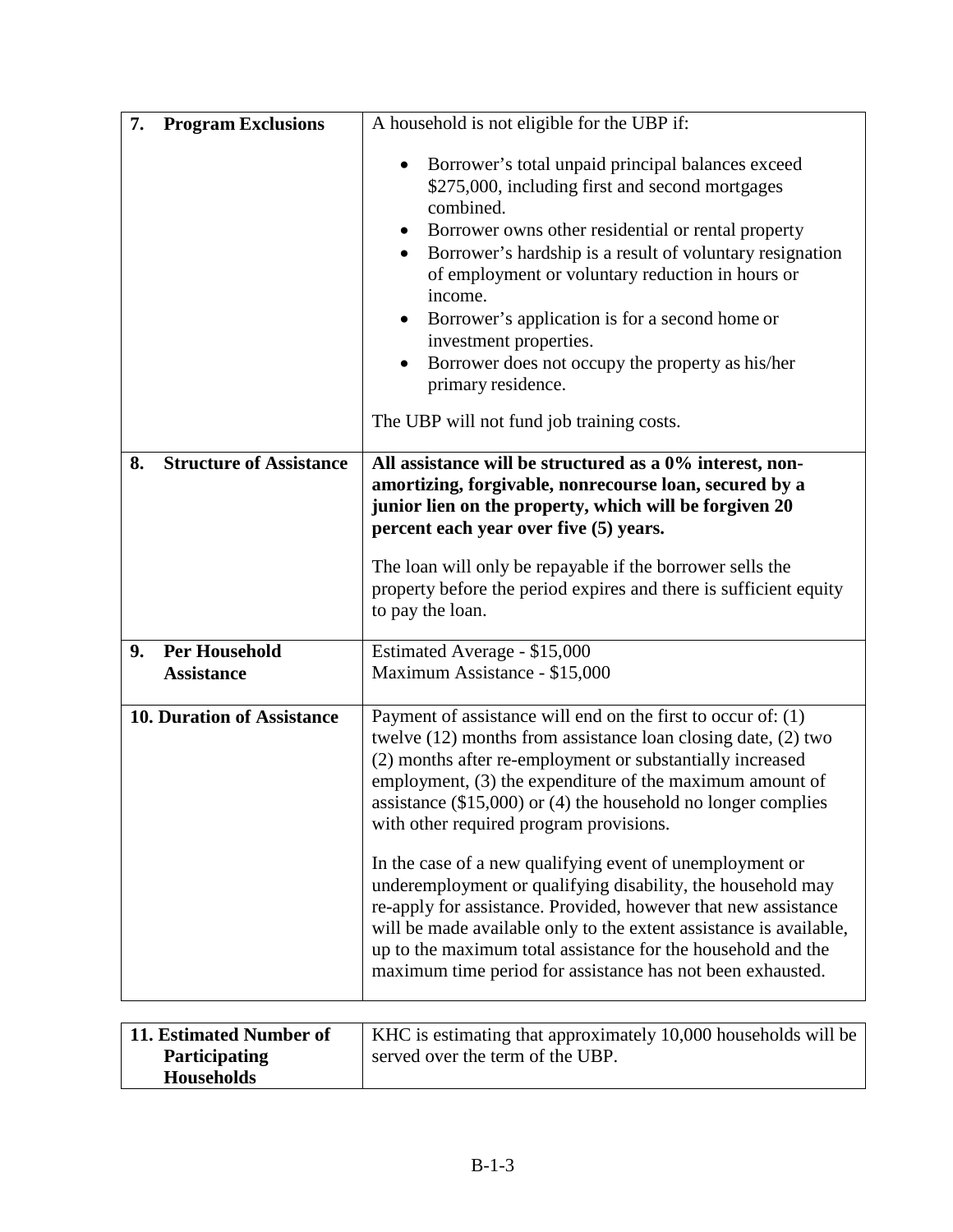| | |
|---|---|
| **7. Program Exclusions** | A household is not eligible for the UBP if:<br><br>• Borrower's total unpaid principal balances exceed $275,000, including first and second mortgages combined.<br>• Borrower owns other residential or rental property<br>• Borrower's hardship is a result of voluntary resignation of employment or voluntary reduction in hours or income.<br>• Borrower's application is for a second home or investment properties.<br>• Borrower does not occupy the property as his/her primary residence.<br><br>The UBP will not fund job training costs. |
| **8. Structure of Assistance** | **All assistance will be structured as a 0% interest, non-amortizing, forgivable, nonrecourse loan, secured by a junior lien on the property, which will be forgiven 20 percent each year over five (5) years.**<br><br>The loan will only be repayable if the borrower sells the property before the period expires and there is sufficient equity to pay the loan. |
| **9. Per Household Assistance** | Estimated Average - $15,000<br>Maximum Assistance - $15,000 |
| **10. Duration of Assistance** | Payment of assistance will end on the first to occur of: (1) twelve (12) months from assistance loan closing date, (2) two (2) months after re-employment or substantially increased employment, (3) the expenditure of the maximum amount of assistance ($15,000) or (4) the household no longer complies with other required program provisions.<br><br>In the case of a new qualifying event of unemployment or underemployment or qualifying disability, the household may re-apply for assistance. Provided, however that new assistance will be made available only to the extent assistance is available, up to the maximum total assistance for the household and the maximum time period for assistance has not been exhausted. |

| | |
|---|---|
| **11. Estimated Number of Participating Households** | KHC is estimating that approximately 10,000 households will be served over the term of the UBP. |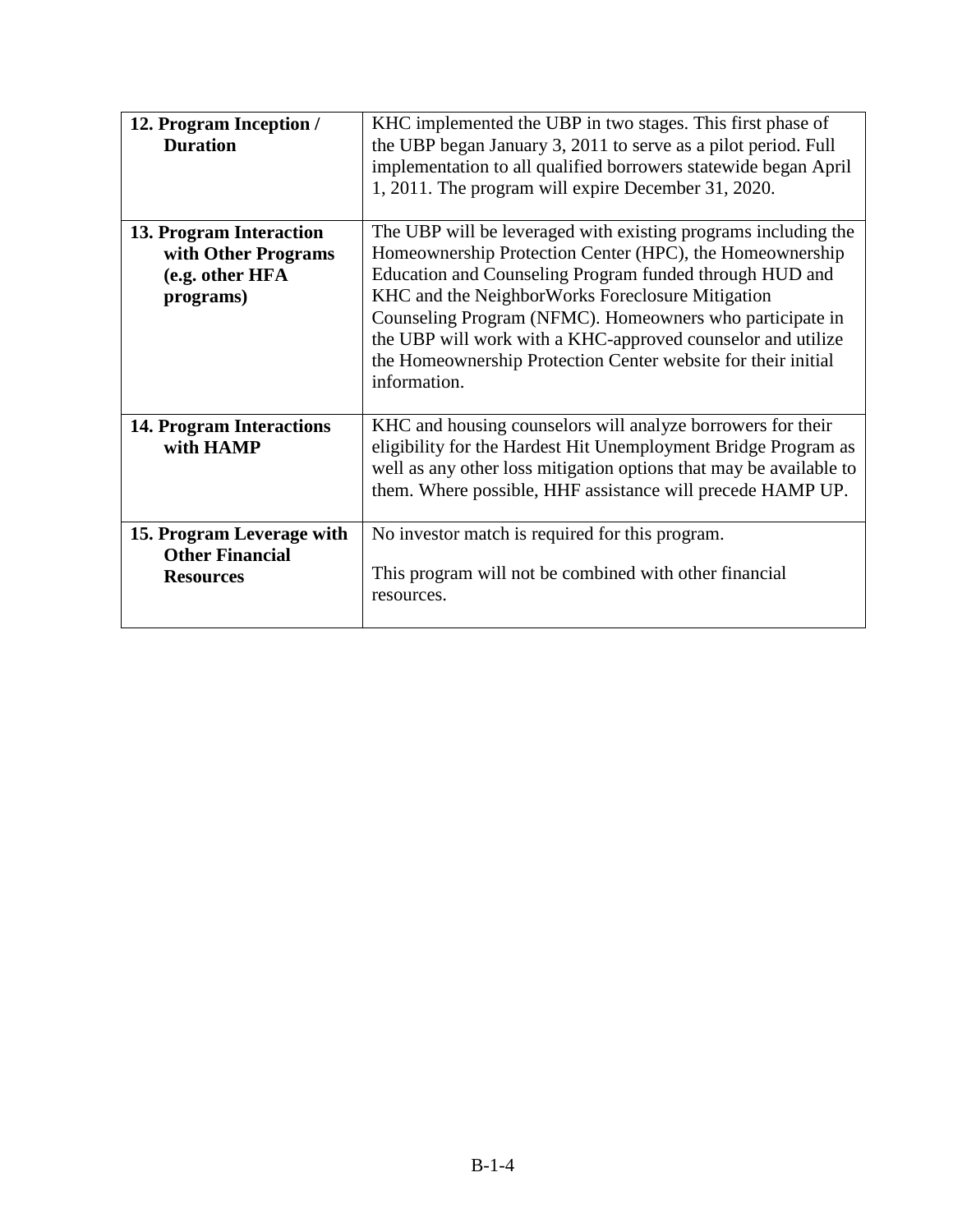| | |
|---|---|
| **12. Program Inception / Duration** | KHC implemented the UBP in two stages. This first phase of the UBP began January 3, 2011 to serve as a pilot period. Full implementation to all qualified borrowers statewide began April 1, 2011. The program will expire December 31, 2020. |
| **13. Program Interaction with Other Programs (e.g. other HFA programs)** | The UBP will be leveraged with existing programs including the Homeownership Protection Center (HPC), the Homeownership Education and Counseling Program funded through HUD and KHC and the NeighborWorks Foreclosure Mitigation Counseling Program (NFMC). Homeowners who participate in the UBP will work with a KHC-approved counselor and utilize the Homeownership Protection Center website for their initial information. |
| **14. Program Interactions with HAMP** | KHC and housing counselors will analyze borrowers for their eligibility for the Hardest Hit Unemployment Bridge Program as well as any other loss mitigation options that may be available to them. Where possible, HHF assistance will precede HAMP UP. |
| **15. Program Leverage with Other Financial Resources** | No investor match is required for this program.<br><br>This program will not be combined with other financial resources. |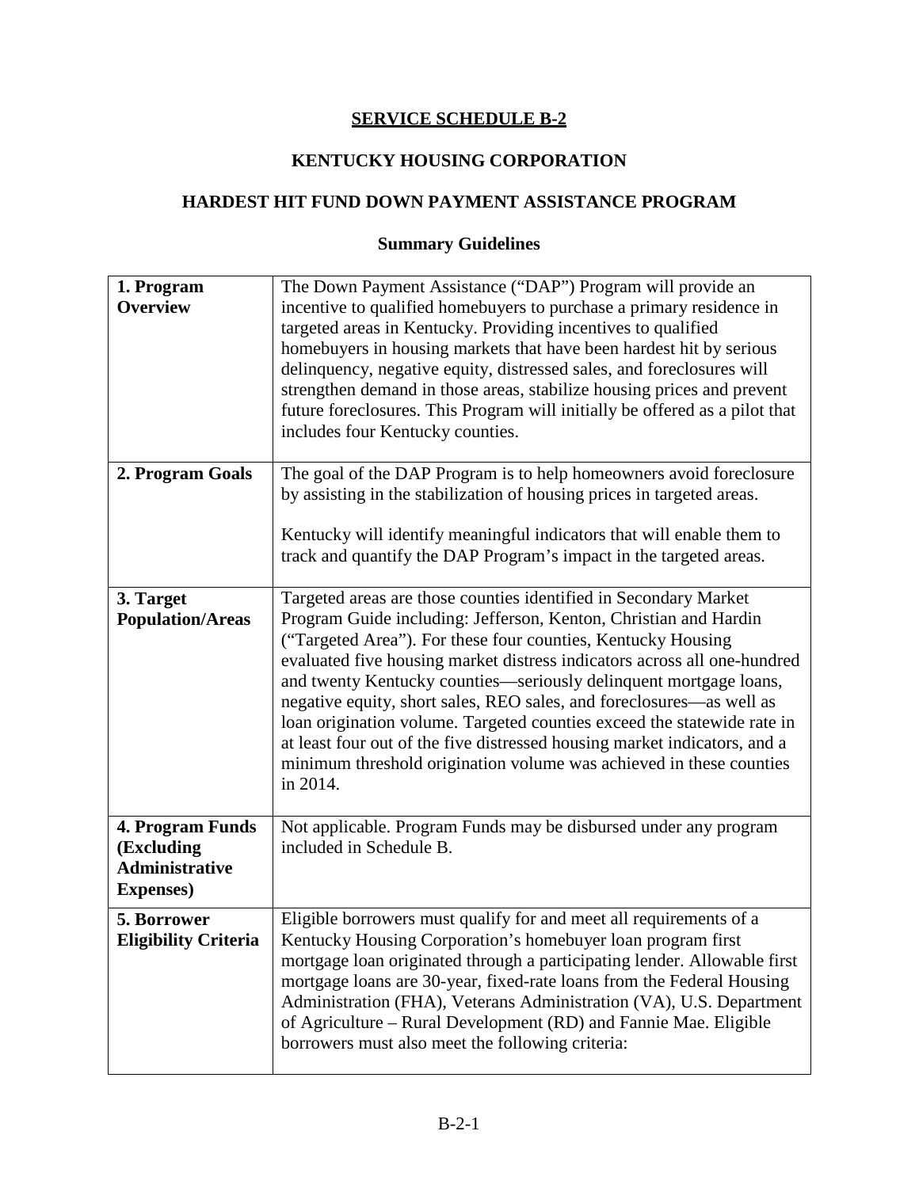**SERVICE SCHEDULE B-2**

**KENTUCKY HOUSING CORPORATION**

**HARDEST HIT FUND DOWN PAYMENT ASSISTANCE PROGRAM**

**Summary Guidelines**

| | |
|---|---|
| **1. Program Overview** | The Down Payment Assistance ("DAP") Program will provide an incentive to qualified homebuyers to purchase a primary residence in targeted areas in Kentucky. Providing incentives to qualified homebuyers in housing markets that have been hardest hit by serious delinquency, negative equity, distressed sales, and foreclosures will strengthen demand in those areas, stabilize housing prices and prevent future foreclosures. This Program will initially be offered as a pilot that includes four Kentucky counties. |
| **2. Program Goals** | The goal of the DAP Program is to help homeowners avoid foreclosure by assisting in the stabilization of housing prices in targeted areas.<br><br>Kentucky will identify meaningful indicators that will enable them to track and quantify the DAP Program's impact in the targeted areas. |
| **3. Target Population/Areas** | Targeted areas are those counties identified in Secondary Market Program Guide including: Jefferson, Kenton, Christian and Hardin ("Targeted Area"). For these four counties, Kentucky Housing evaluated five housing market distress indicators across all one-hundred and twenty Kentucky counties—seriously delinquent mortgage loans, negative equity, short sales, REO sales, and foreclosures—as well as loan origination volume. Targeted counties exceed the statewide rate in at least four out of the five distressed housing market indicators, and a minimum threshold origination volume was achieved in these counties in 2014. |
| **4. Program Funds (Excluding Administrative Expenses)** | Not applicable. Program Funds may be disbursed under any program included in Schedule B. |
| **5. Borrower Eligibility Criteria** | Eligible borrowers must qualify for and meet all requirements of a Kentucky Housing Corporation's homebuyer loan program first mortgage loan originated through a participating lender. Allowable first mortgage loans are 30-year, fixed-rate loans from the Federal Housing Administration (FHA), Veterans Administration (VA), U.S. Department of Agriculture – Rural Development (RD) and Fannie Mae. Eligible borrowers must also meet the following criteria: |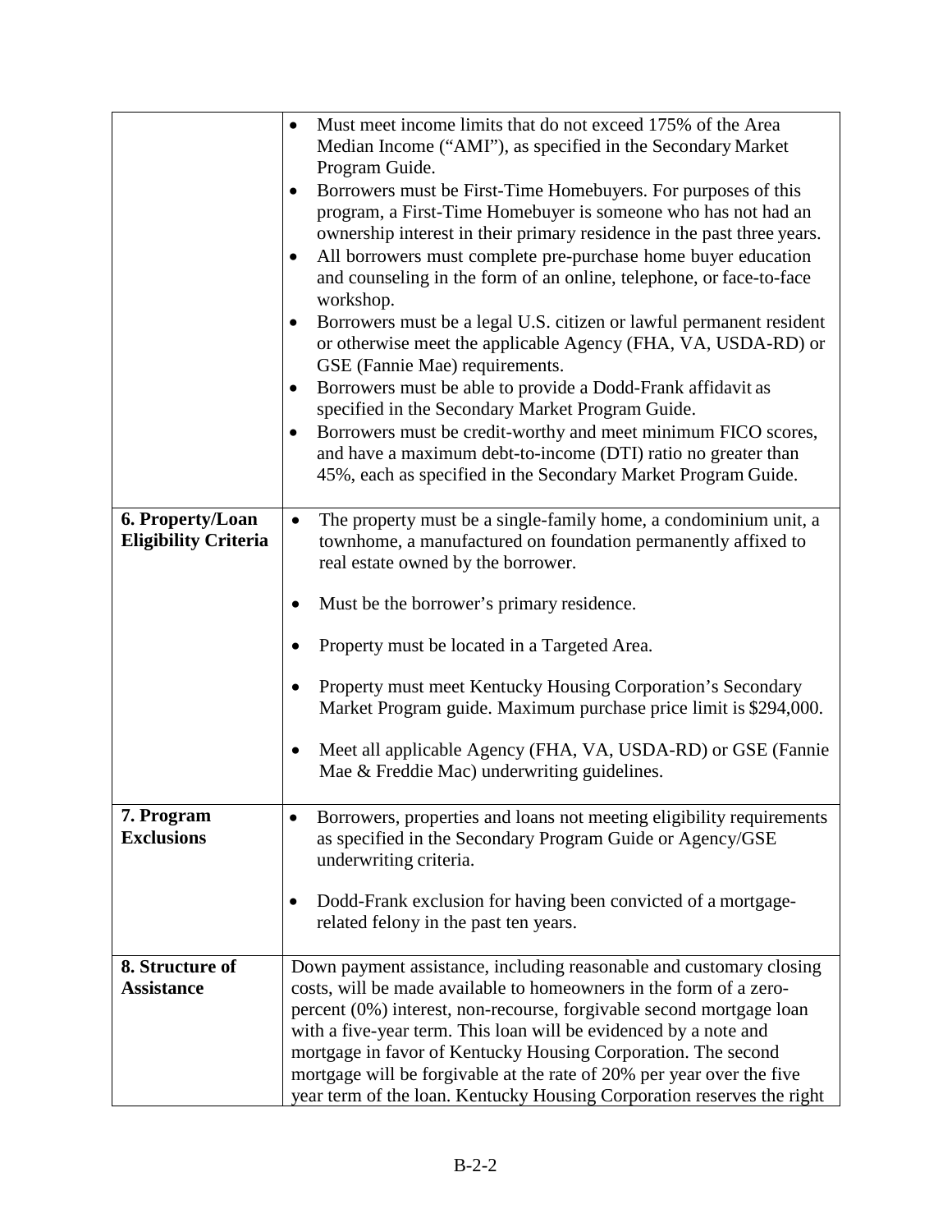| | |
|---|---|
| | • Must meet income limits that do not exceed 175% of the Area Median Income ("AMI"), as specified in the Secondary Market Program Guide.<br>• Borrowers must be First-Time Homebuyers. For purposes of this program, a First-Time Homebuyer is someone who has not had an ownership interest in their primary residence in the past three years.<br>• All borrowers must complete pre-purchase home buyer education and counseling in the form of an online, telephone, or face-to-face workshop.<br>• Borrowers must be a legal U.S. citizen or lawful permanent resident or otherwise meet the applicable Agency (FHA, VA, USDA-RD) or GSE (Fannie Mae) requirements.<br>• Borrowers must be able to provide a Dodd-Frank affidavit as specified in the Secondary Market Program Guide.<br>• Borrowers must be credit-worthy and meet minimum FICO scores, and have a maximum debt-to-income (DTI) ratio no greater than 45%, each as specified in the Secondary Market Program Guide. |
| **6. Property/Loan Eligibility Criteria** | • The property must be a single-family home, a condominium unit, a townhome, a manufactured on foundation permanently affixed to real estate owned by the borrower.<br>• Must be the borrower's primary residence.<br>• Property must be located in a Targeted Area.<br>• Property must meet Kentucky Housing Corporation's Secondary Market Program guide. Maximum purchase price limit is $294,000.<br>• Meet all applicable Agency (FHA, VA, USDA-RD) or GSE (Fannie Mae & Freddie Mac) underwriting guidelines. |
| **7. Program Exclusions** | • Borrowers, properties and loans not meeting eligibility requirements as specified in the Secondary Program Guide or Agency/GSE underwriting criteria.<br>• Dodd-Frank exclusion for having been convicted of a mortgage-related felony in the past ten years. |
| **8. Structure of Assistance** | Down payment assistance, including reasonable and customary closing costs, will be made available to homeowners in the form of a zero-percent (0%) interest, non-recourse, forgivable second mortgage loan with a five-year term. This loan will be evidenced by a note and mortgage in favor of Kentucky Housing Corporation. The second mortgage will be forgivable at the rate of 20% per year over the five year term of the loan. Kentucky Housing Corporation reserves the right |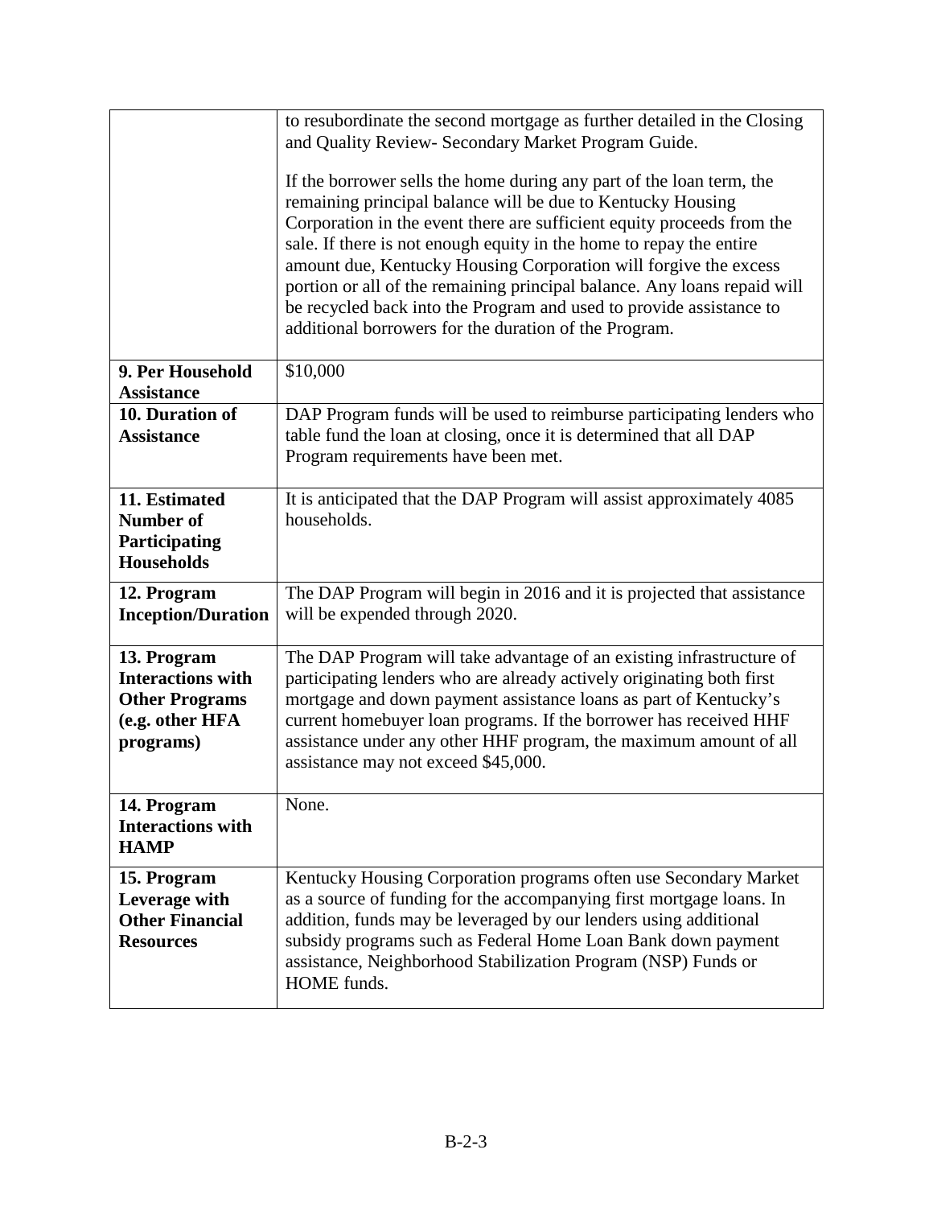| | |
|---|---|
| | to resubordinate the second mortgage as further detailed in the Closing and Quality Review- Secondary Market Program Guide.<br><br>If the borrower sells the home during any part of the loan term, the remaining principal balance will be due to Kentucky Housing Corporation in the event there are sufficient equity proceeds from the sale. If there is not enough equity in the home to repay the entire amount due, Kentucky Housing Corporation will forgive the excess portion or all of the remaining principal balance. Any loans repaid will be recycled back into the Program and used to provide assistance to additional borrowers for the duration of the Program. |
| **9. Per Household Assistance** | \$10,000 |
| **10. Duration of Assistance** | DAP Program funds will be used to reimburse participating lenders who table fund the loan at closing, once it is determined that all DAP Program requirements have been met. |
| **11. Estimated Number of Participating Households** | It is anticipated that the DAP Program will assist approximately 4085 households. |
| **12. Program Inception/Duration** | The DAP Program will begin in 2016 and it is projected that assistance will be expended through 2020. |
| **13. Program Interactions with Other Programs (e.g. other HFA programs)** | The DAP Program will take advantage of an existing infrastructure of participating lenders who are already actively originating both first mortgage and down payment assistance loans as part of Kentucky's current homebuyer loan programs. If the borrower has received HHF assistance under any other HHF program, the maximum amount of all assistance may not exceed \$45,000. |
| **14. Program Interactions with HAMP** | None. |
| **15. Program Leverage with Other Financial Resources** | Kentucky Housing Corporation programs often use Secondary Market as a source of funding for the accompanying first mortgage loans. In addition, funds may be leveraged by our lenders using additional subsidy programs such as Federal Home Loan Bank down payment assistance, Neighborhood Stabilization Program (NSP) Funds or HOME funds. |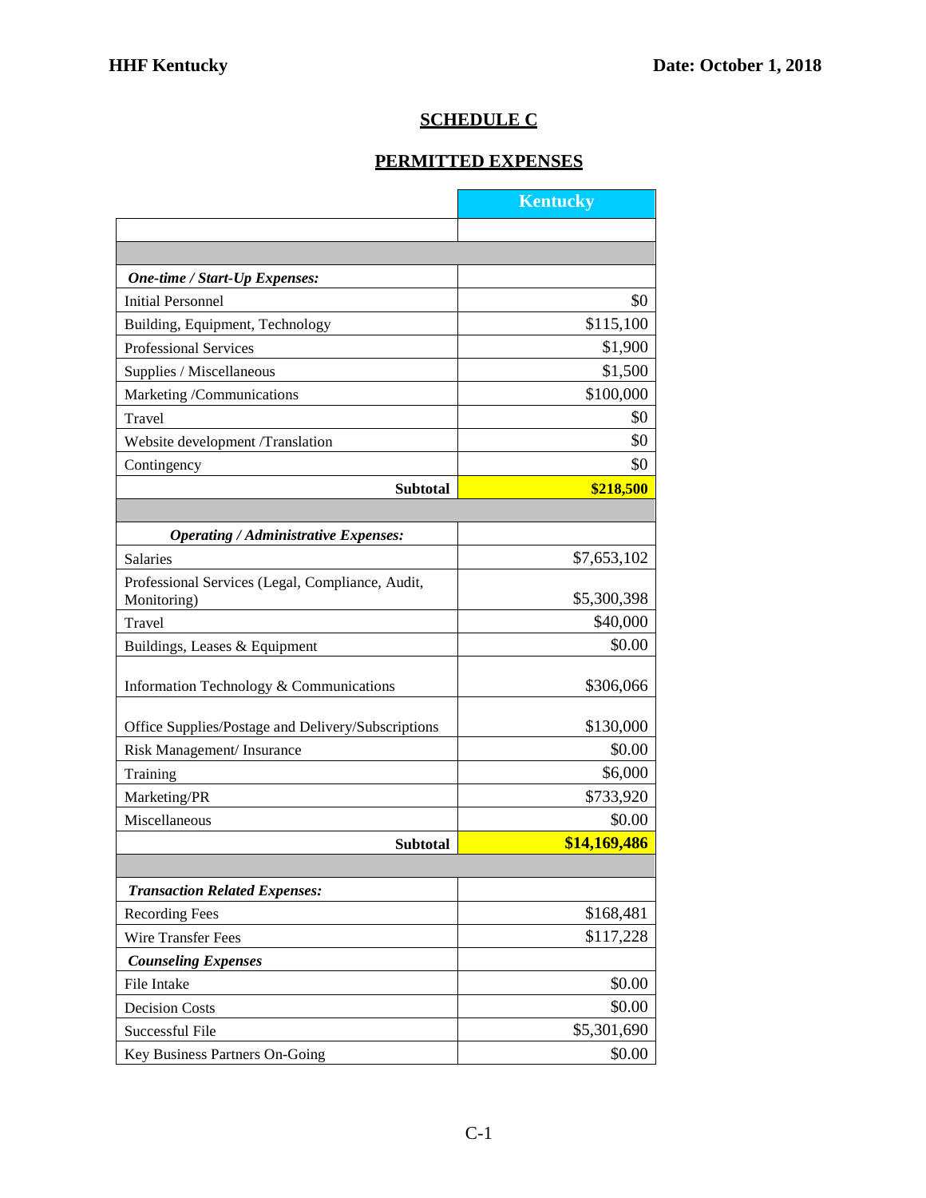HHF Kentucky

Date: October 1, 2018

# SCHEDULE C

## PERMITTED EXPENSES

| | Kentucky |
|---|---:|
| | |
| | |
| ***One-time / Start-Up Expenses:*** | |
| Initial Personnel | $0 |
| Building, Equipment, Technology | $115,100 |
| Professional Services | $1,900 |
| Supplies / Miscellaneous | $1,500 |
| Marketing /Communications | $100,000 |
| Travel | $0 |
| Website development /Translation | $0 |
| Contingency | $0 |
| **Subtotal** | **$218,500** |
| | |
| ***Operating / Administrative Expenses:*** | |
| Salaries | $7,653,102 |
| Professional Services (Legal, Compliance, Audit, Monitoring) | $5,300,398 |
| Travel | $40,000 |
| Buildings, Leases & Equipment | $0.00 |
| Information Technology & Communications | $306,066 |
| Office Supplies/Postage and Delivery/Subscriptions | $130,000 |
| Risk Management/ Insurance | $0.00 |
| Training | $6,000 |
| Marketing/PR | $733,920 |
| Miscellaneous | $0.00 |
| **Subtotal** | **$14,169,486** |
| | |
| ***Transaction Related Expenses:*** | |
| Recording Fees | $168,481 |
| Wire Transfer Fees | $117,228 |
| ***Counseling Expenses*** | |
| File Intake | $0.00 |
| Decision Costs | $0.00 |
| Successful File | $5,301,690 |
| Key Business Partners On-Going | $0.00 |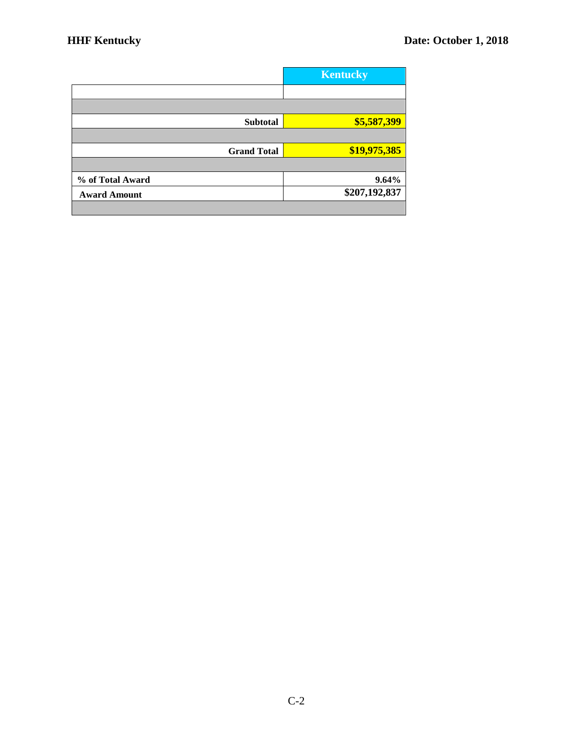**HHF Kentucky** **Date: October 1, 2018**

| | Kentucky |
|---|---|
| | |
| | |
| **Subtotal** | **$5,587,399** |
| | |
| **Grand Total** | **$19,975,385** |
| | |
| **% of Total Award** | **9.64%** |
| **Award Amount** | $207,192,837 |
| | |